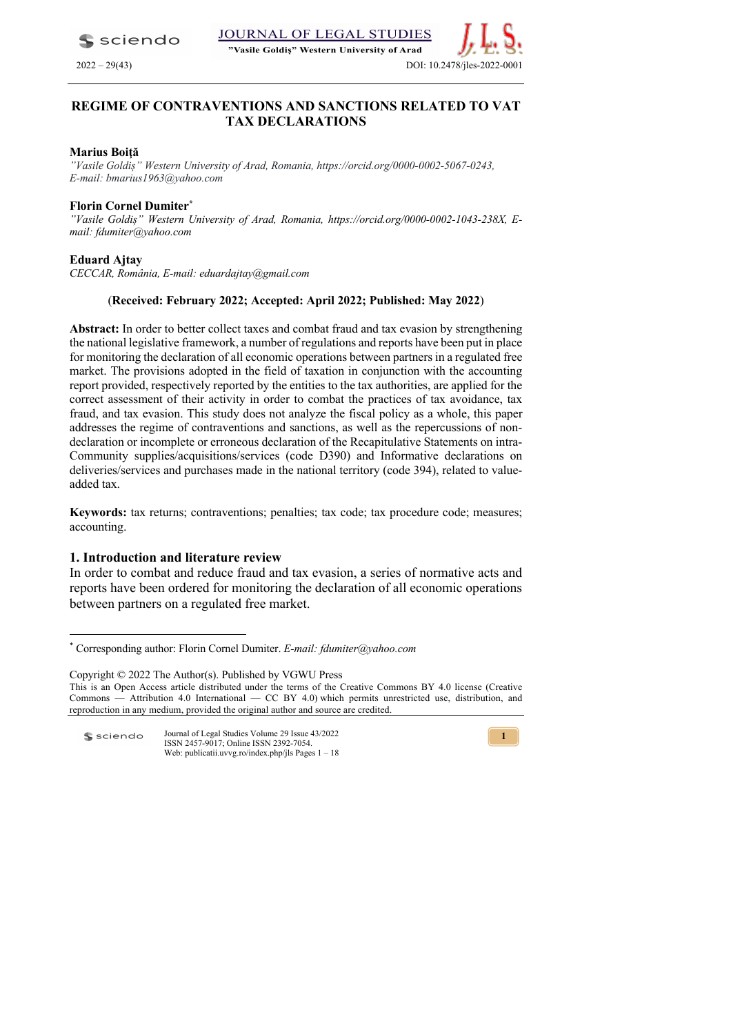# REGIME OF CONTRAVENTIONS AND SANCTIONS RELATED TO VAT TAX DECLARATIONS

**Marius Boiţă**
*"Vasile Goldiş" Western University of Arad, Romania, https://orcid.org/0000-0002-5067-0243, E-mail: bmarius1963@yahoo.com*

**Florin Cornel Dumiter***
*"Vasile Goldiş" Western University of Arad, Romania, https://orcid.org/0000-0002-1043-238X, E-mail: fdumiter@yahoo.com*

**Eduard Ajtay**
*CECCAR, România, E-mail: eduardajtay@gmail.com*

(**Received: February 2022; Accepted: April 2022; Published: May 2022**)

**Abstract:** In order to better collect taxes and combat fraud and tax evasion by strengthening the national legislative framework, a number of regulations and reports have been put in place for monitoring the declaration of all economic operations between partners in a regulated free market. The provisions adopted in the field of taxation in conjunction with the accounting report provided, respectively reported by the entities to the tax authorities, are applied for the correct assessment of their activity in order to combat the practices of tax avoidance, tax fraud, and tax evasion. This study does not analyze the fiscal policy as a whole, this paper addresses the regime of contraventions and sanctions, as well as the repercussions of non-declaration or incomplete or erroneous declaration of the Recapitulative Statements on intra-Community supplies/acquisitions/services (code D390) and Informative declarations on deliveries/services and purchases made in the national territory (code 394), related to value-added tax.

**Keywords:** tax returns; contraventions; penalties; tax code; tax procedure code; measures; accounting.

## 1. Introduction and literature review

In order to combat and reduce fraud and tax evasion, a series of normative acts and reports have been ordered for monitoring the declaration of all economic operations between partners on a regulated free market.

* Corresponding author: Florin Cornel Dumiter. *E-mail: fdumiter@yahoo.com*

Copyright © 2022 The Author(s). Published by VGWU Press
This is an Open Access article distributed under the terms of the Creative Commons BY 4.0 license (Creative Commons — Attribution 4.0 International — CC BY 4.0) which permits unrestricted use, distribution, and reproduction in any medium, provided the original author and source are credited.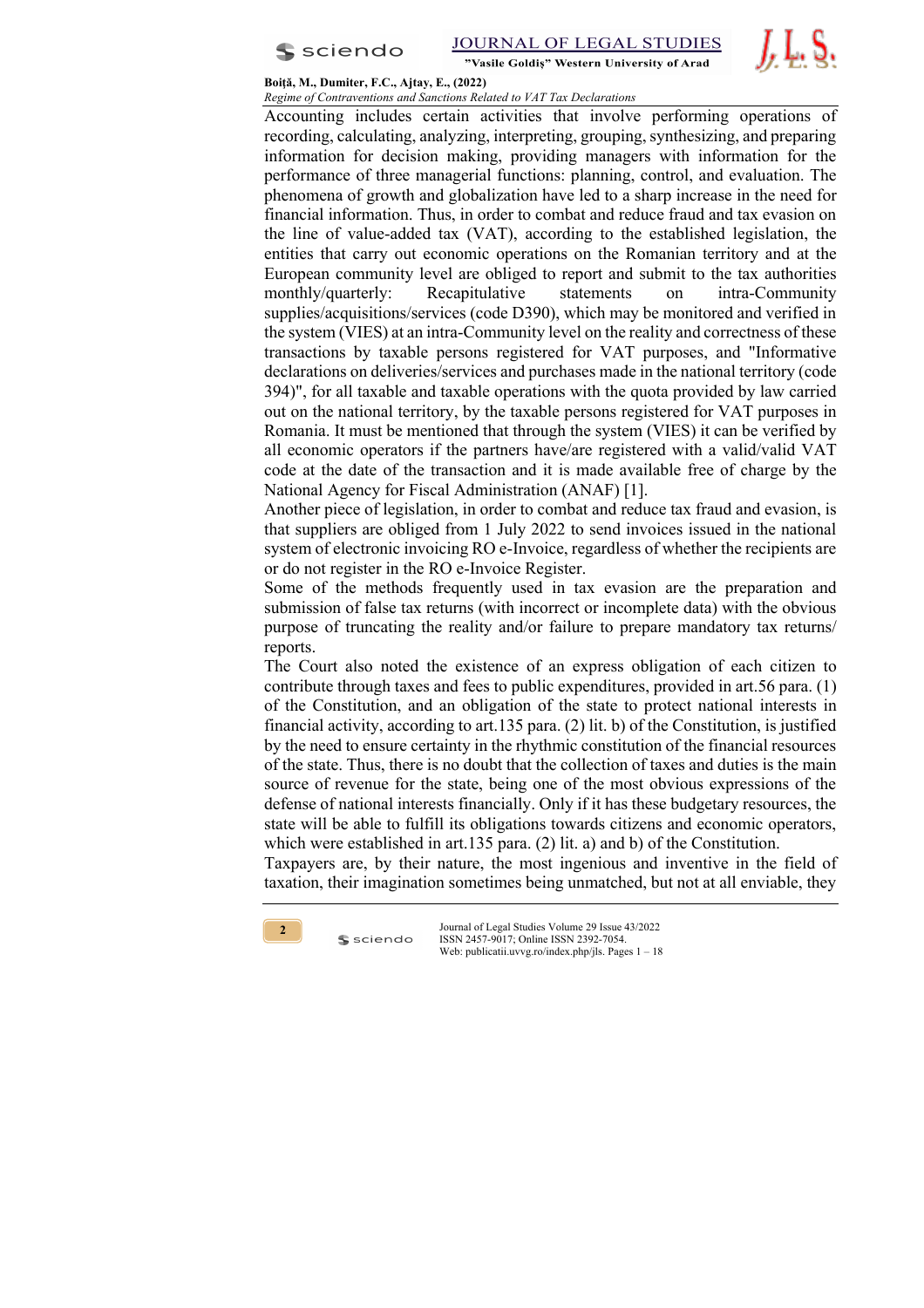Accounting includes certain activities that involve performing operations of recording, calculating, analyzing, interpreting, grouping, synthesizing, and preparing information for decision making, providing managers with information for the performance of three managerial functions: planning, control, and evaluation. The phenomena of growth and globalization have led to a sharp increase in the need for financial information. Thus, in order to combat and reduce fraud and tax evasion on the line of value-added tax (VAT), according to the established legislation, the entities that carry out economic operations on the Romanian territory and at the European community level are obliged to report and submit to the tax authorities monthly/quarterly: Recapitulative statements on intra-Community supplies/acquisitions/services (code D390), which may be monitored and verified in the system (VIES) at an intra-Community level on the reality and correctness of these transactions by taxable persons registered for VAT purposes, and "Informative declarations on deliveries/services and purchases made in the national territory (code 394)", for all taxable and taxable operations with the quota provided by law carried out on the national territory, by the taxable persons registered for VAT purposes in Romania. It must be mentioned that through the system (VIES) it can be verified by all economic operators if the partners have/are registered with a valid/valid VAT code at the date of the transaction and it is made available free of charge by the National Agency for Fiscal Administration (ANAF) [1].

Another piece of legislation, in order to combat and reduce tax fraud and evasion, is that suppliers are obliged from 1 July 2022 to send invoices issued in the national system of electronic invoicing RO e-Invoice, regardless of whether the recipients are or do not register in the RO e-Invoice Register.

Some of the methods frequently used in tax evasion are the preparation and submission of false tax returns (with incorrect or incomplete data) with the obvious purpose of truncating the reality and/or failure to prepare mandatory tax returns/ reports.

The Court also noted the existence of an express obligation of each citizen to contribute through taxes and fees to public expenditures, provided in art.56 para. (1) of the Constitution, and an obligation of the state to protect national interests in financial activity, according to art.135 para. (2) lit. b) of the Constitution, is justified by the need to ensure certainty in the rhythmic constitution of the financial resources of the state. Thus, there is no doubt that the collection of taxes and duties is the main source of revenue for the state, being one of the most obvious expressions of the defense of national interests financially. Only if it has these budgetary resources, the state will be able to fulfill its obligations towards citizens and economic operators, which were established in art.135 para. (2) lit. a) and b) of the Constitution.

Taxpayers are, by their nature, the most ingenious and inventive in the field of taxation, their imagination sometimes being unmatched, but not at all enviable, they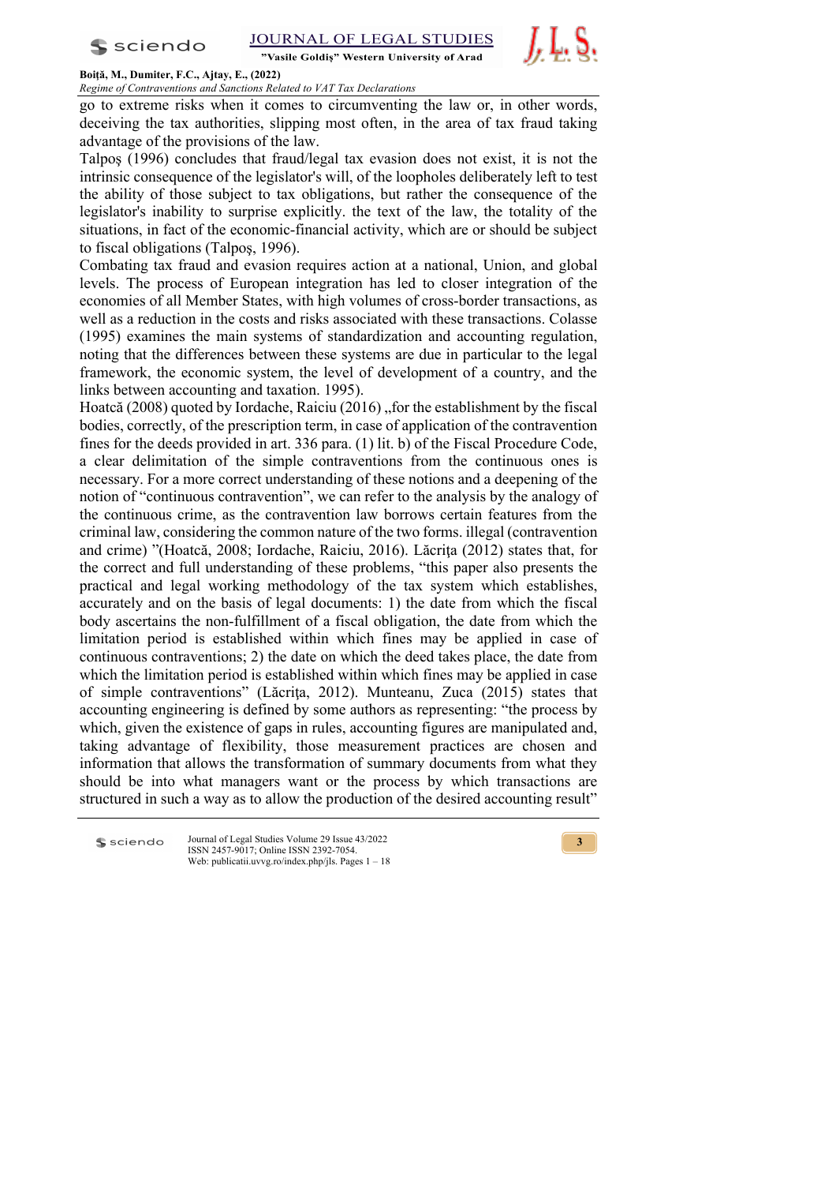go to extreme risks when it comes to circumventing the law or, in other words, deceiving the tax authorities, slipping most often, in the area of tax fraud taking advantage of the provisions of the law.

Talpoş (1996) concludes that fraud/legal tax evasion does not exist, it is not the intrinsic consequence of the legislator's will, of the loopholes deliberately left to test the ability of those subject to tax obligations, but rather the consequence of the legislator's inability to surprise explicitly. the text of the law, the totality of the situations, in fact of the economic-financial activity, which are or should be subject to fiscal obligations (Talpoş, 1996).

Combating tax fraud and evasion requires action at a national, Union, and global levels. The process of European integration has led to closer integration of the economies of all Member States, with high volumes of cross-border transactions, as well as a reduction in the costs and risks associated with these transactions. Colasse (1995) examines the main systems of standardization and accounting regulation, noting that the differences between these systems are due in particular to the legal framework, the economic system, the level of development of a country, and the links between accounting and taxation. 1995).

Hoatcă (2008) quoted by Iordache, Raiciu (2016) „for the establishment by the fiscal bodies, correctly, of the prescription term, in case of application of the contravention fines for the deeds provided in art. 336 para. (1) lit. b) of the Fiscal Procedure Code, a clear delimitation of the simple contraventions from the continuous ones is necessary. For a more correct understanding of these notions and a deepening of the notion of "continuous contravention", we can refer to the analysis by the analogy of the continuous crime, as the contravention law borrows certain features from the criminal law, considering the common nature of the two forms. illegal (contravention and crime) "(Hoatcă, 2008; Iordache, Raiciu, 2016). Lăcriţa (2012) states that, for the correct and full understanding of these problems, "this paper also presents the practical and legal working methodology of the tax system which establishes, accurately and on the basis of legal documents: 1) the date from which the fiscal body ascertains the non-fulfillment of a fiscal obligation, the date from which the limitation period is established within which fines may be applied in case of continuous contraventions; 2) the date on which the deed takes place, the date from which the limitation period is established within which fines may be applied in case of simple contraventions" (Lăcriţa, 2012). Munteanu, Zuca (2015) states that accounting engineering is defined by some authors as representing: "the process by which, given the existence of gaps in rules, accounting figures are manipulated and, taking advantage of flexibility, those measurement practices are chosen and information that allows the transformation of summary documents from what they should be into what managers want or the process by which transactions are structured in such a way as to allow the production of the desired accounting result"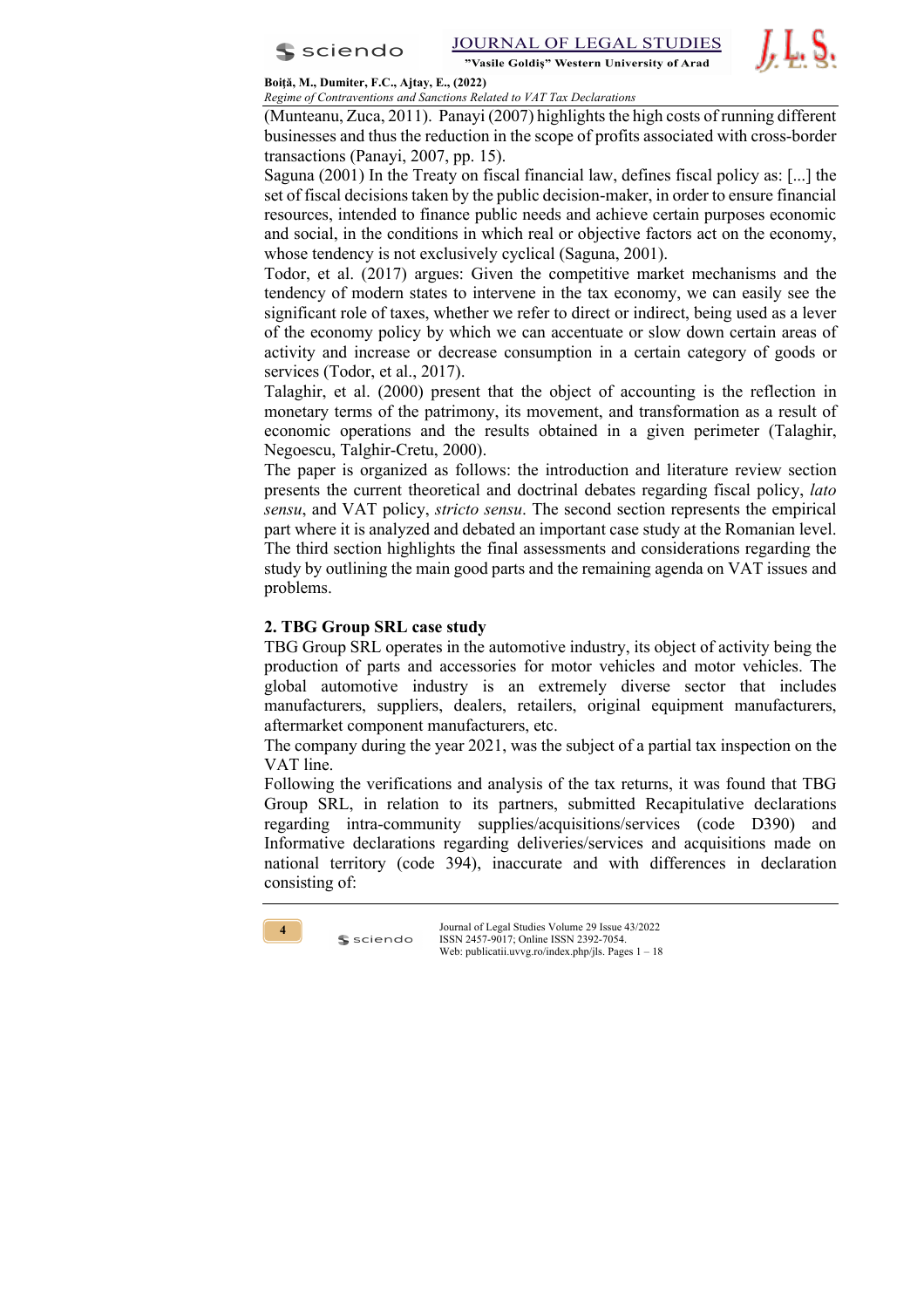(Munteanu, Zuca, 2011). Panayi (2007) highlights the high costs of running different businesses and thus the reduction in the scope of profits associated with cross-border transactions (Panayi, 2007, pp. 15).

Saguna (2001) In the Treaty on fiscal financial law, defines fiscal policy as: [...] the set of fiscal decisions taken by the public decision-maker, in order to ensure financial resources, intended to finance public needs and achieve certain purposes economic and social, in the conditions in which real or objective factors act on the economy, whose tendency is not exclusively cyclical (Saguna, 2001).

Todor, et al. (2017) argues: Given the competitive market mechanisms and the tendency of modern states to intervene in the tax economy, we can easily see the significant role of taxes, whether we refer to direct or indirect, being used as a lever of the economy policy by which we can accentuate or slow down certain areas of activity and increase or decrease consumption in a certain category of goods or services (Todor, et al., 2017).

Talaghir, et al. (2000) present that the object of accounting is the reflection in monetary terms of the patrimony, its movement, and transformation as a result of economic operations and the results obtained in a given perimeter (Talaghir, Negoescu, Talghir-Cretu, 2000).

The paper is organized as follows: the introduction and literature review section presents the current theoretical and doctrinal debates regarding fiscal policy, *lato sensu*, and VAT policy, *stricto sensu*. The second section represents the empirical part where it is analyzed and debated an important case study at the Romanian level. The third section highlights the final assessments and considerations regarding the study by outlining the main good parts and the remaining agenda on VAT issues and problems.

## 2. TBG Group SRL case study

TBG Group SRL operates in the automotive industry, its object of activity being the production of parts and accessories for motor vehicles and motor vehicles. The global automotive industry is an extremely diverse sector that includes manufacturers, suppliers, dealers, retailers, original equipment manufacturers, aftermarket component manufacturers, etc.

The company during the year 2021, was the subject of a partial tax inspection on the VAT line.

Following the verifications and analysis of the tax returns, it was found that TBG Group SRL, in relation to its partners, submitted Recapitulative declarations regarding intra-community supplies/acquisitions/services (code D390) and Informative declarations regarding deliveries/services and acquisitions made on national territory (code 394), inaccurate and with differences in declaration consisting of: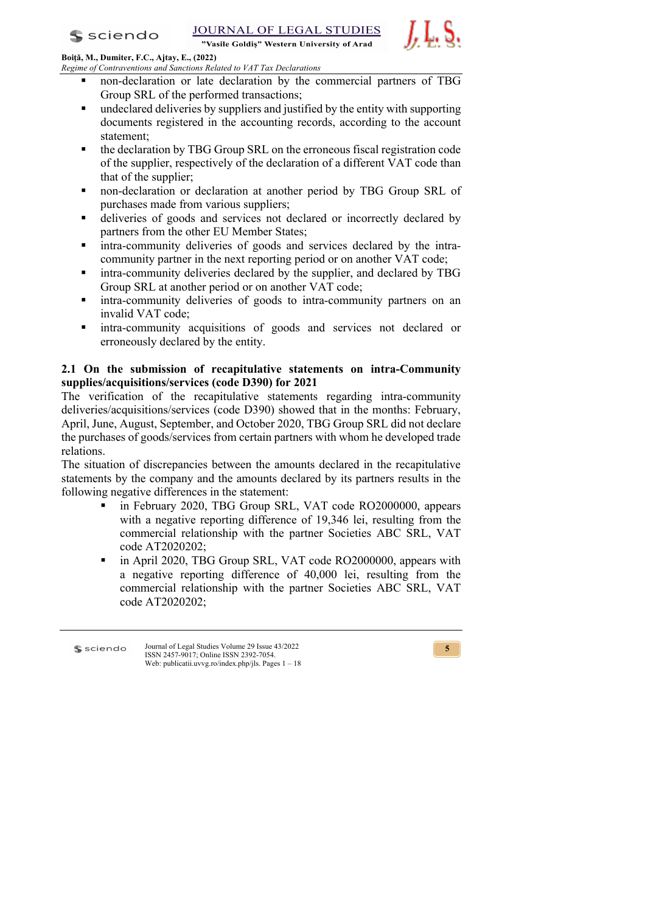- non-declaration or late declaration by the commercial partners of TBG Group SRL of the performed transactions;
- undeclared deliveries by suppliers and justified by the entity with supporting documents registered in the accounting records, according to the account statement;
- the declaration by TBG Group SRL on the erroneous fiscal registration code of the supplier, respectively of the declaration of a different VAT code than that of the supplier;
- non-declaration or declaration at another period by TBG Group SRL of purchases made from various suppliers;
- deliveries of goods and services not declared or incorrectly declared by partners from the other EU Member States;
- intra-community deliveries of goods and services declared by the intra-community partner in the next reporting period or on another VAT code;
- intra-community deliveries declared by the supplier, and declared by TBG Group SRL at another period or on another VAT code;
- intra-community deliveries of goods to intra-community partners on an invalid VAT code;
- intra-community acquisitions of goods and services not declared or erroneously declared by the entity.

## 2.1 On the submission of recapitulative statements on intra-Community supplies/acquisitions/services (code D390) for 2021

The verification of the recapitulative statements regarding intra-community deliveries/acquisitions/services (code D390) showed that in the months: February, April, June, August, September, and October 2020, TBG Group SRL did not declare the purchases of goods/services from certain partners with whom he developed trade relations.

The situation of discrepancies between the amounts declared in the recapitulative statements by the company and the amounts declared by its partners results in the following negative differences in the statement:

- in February 2020, TBG Group SRL, VAT code RO2000000, appears with a negative reporting difference of 19,346 lei, resulting from the commercial relationship with the partner Societies ABC SRL, VAT code AT2020202;
- in April 2020, TBG Group SRL, VAT code RO2000000, appears with a negative reporting difference of 40,000 lei, resulting from the commercial relationship with the partner Societies ABC SRL, VAT code AT2020202;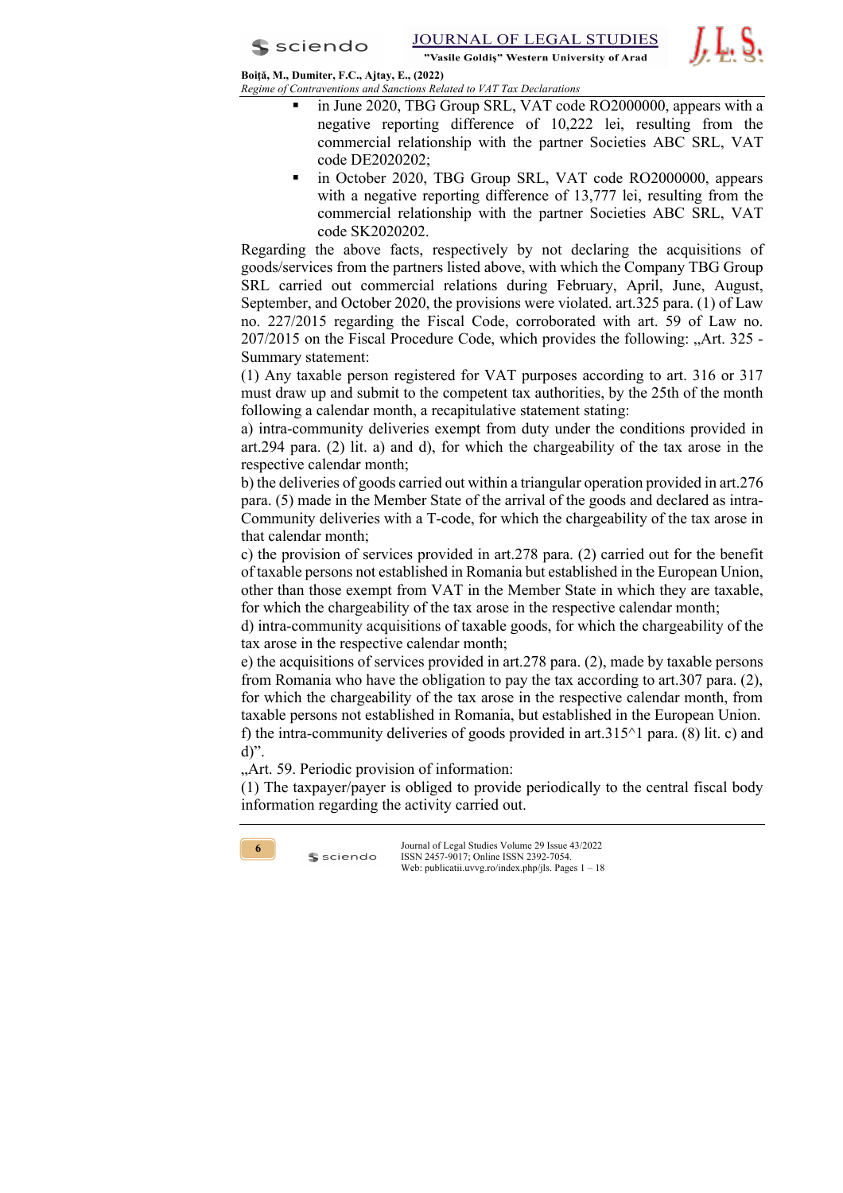- in June 2020, TBG Group SRL, VAT code RO2000000, appears with a negative reporting difference of 10,222 lei, resulting from the commercial relationship with the partner Societies ABC SRL, VAT code DE2020202;
- in October 2020, TBG Group SRL, VAT code RO2000000, appears with a negative reporting difference of 13,777 lei, resulting from the commercial relationship with the partner Societies ABC SRL, VAT code SK2020202.

Regarding the above facts, respectively by not declaring the acquisitions of goods/services from the partners listed above, with which the Company TBG Group SRL carried out commercial relations during February, April, June, August, September, and October 2020, the provisions were violated. art.325 para. (1) of Law no. 227/2015 regarding the Fiscal Code, corroborated with art. 59 of Law no. 207/2015 on the Fiscal Procedure Code, which provides the following: „Art. 325 - Summary statement:

(1) Any taxable person registered for VAT purposes according to art. 316 or 317 must draw up and submit to the competent tax authorities, by the 25th of the month following a calendar month, a recapitulative statement stating:

a) intra-community deliveries exempt from duty under the conditions provided in art.294 para. (2) lit. a) and d), for which the chargeability of the tax arose in the respective calendar month;

b) the deliveries of goods carried out within a triangular operation provided in art.276 para. (5) made in the Member State of the arrival of the goods and declared as intra-Community deliveries with a T-code, for which the chargeability of the tax arose in that calendar month;

c) the provision of services provided in art.278 para. (2) carried out for the benefit of taxable persons not established in Romania but established in the European Union, other than those exempt from VAT in the Member State in which they are taxable, for which the chargeability of the tax arose in the respective calendar month;

d) intra-community acquisitions of taxable goods, for which the chargeability of the tax arose in the respective calendar month;

e) the acquisitions of services provided in art.278 para. (2), made by taxable persons from Romania who have the obligation to pay the tax according to art.307 para. (2), for which the chargeability of the tax arose in the respective calendar month, from taxable persons not established in Romania, but established in the European Union.

f) the intra-community deliveries of goods provided in art.315^1 para. (8) lit. c) and d)".

„Art. 59. Periodic provision of information:

(1) The taxpayer/payer is obliged to provide periodically to the central fiscal body information regarding the activity carried out.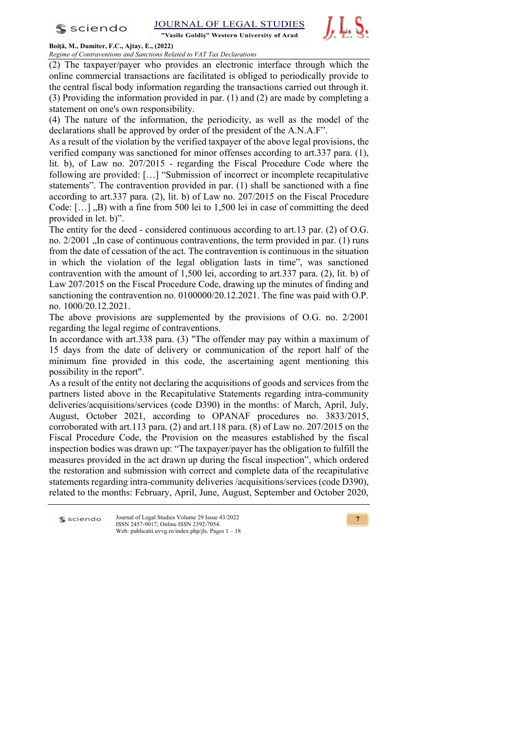(2) The taxpayer/payer who provides an electronic interface through which the online commercial transactions are facilitated is obliged to periodically provide to the central fiscal body information regarding the transactions carried out through it.
(3) Providing the information provided in par. (1) and (2) are made by completing a statement on one's own responsibility.
(4) The nature of the information, the periodicity, as well as the model of the declarations shall be approved by order of the president of the A.N.A.F".

As a result of the violation by the verified taxpayer of the above legal provisions, the verified company was sanctioned for minor offenses according to art.337 para. (1), lit. b), of Law no. 207/2015 - regarding the Fiscal Procedure Code where the following are provided: […] "Submission of incorrect or incomplete recapitulative statements". The contravention provided in par. (1) shall be sanctioned with a fine according to art.337 para. (2), lit. b) of Law no. 207/2015 on the Fiscal Procedure Code: […] „B) with a fine from 500 lei to 1,500 lei in case of committing the deed provided in let. b)".

The entity for the deed - considered continuous according to art.13 par. (2) of O.G. no. 2/2001 „In case of continuous contraventions, the term provided in par. (1) runs from the date of cessation of the act. The contravention is continuous in the situation in which the violation of the legal obligation lasts in time", was sanctioned contravention with the amount of 1,500 lei, according to art.337 para. (2), lit. b) of Law 207/2015 on the Fiscal Procedure Code, drawing up the minutes of finding and sanctioning the contravention no. 0100000/20.12.2021. The fine was paid with O.P. no. 1000/20.12.2021.

The above provisions are supplemented by the provisions of O.G. no. 2/2001 regarding the legal regime of contraventions.

In accordance with art.338 para. (3) "The offender may pay within a maximum of 15 days from the date of delivery or communication of the report half of the minimum fine provided in this code, the ascertaining agent mentioning this possibility in the report".

As a result of the entity not declaring the acquisitions of goods and services from the partners listed above in the Recapitulative Statements regarding intra-community deliveries/acquisitions/services (code D390) in the months: of March, April, July, August, October 2021, according to OPANAF procedures no. 3833/2015, corroborated with art.113 para. (2) and art.118 para. (8) of Law no. 207/2015 on the Fiscal Procedure Code, the Provision on the measures established by the fiscal inspection bodies was drawn up: "The taxpayer/payer has the obligation to fulfill the measures provided in the act drawn up during the fiscal inspection", which ordered the restoration and submission with correct and complete data of the recapitulative statements regarding intra-community deliveries /acquisitions/services (code D390), related to the months: February, April, June, August, September and October 2020,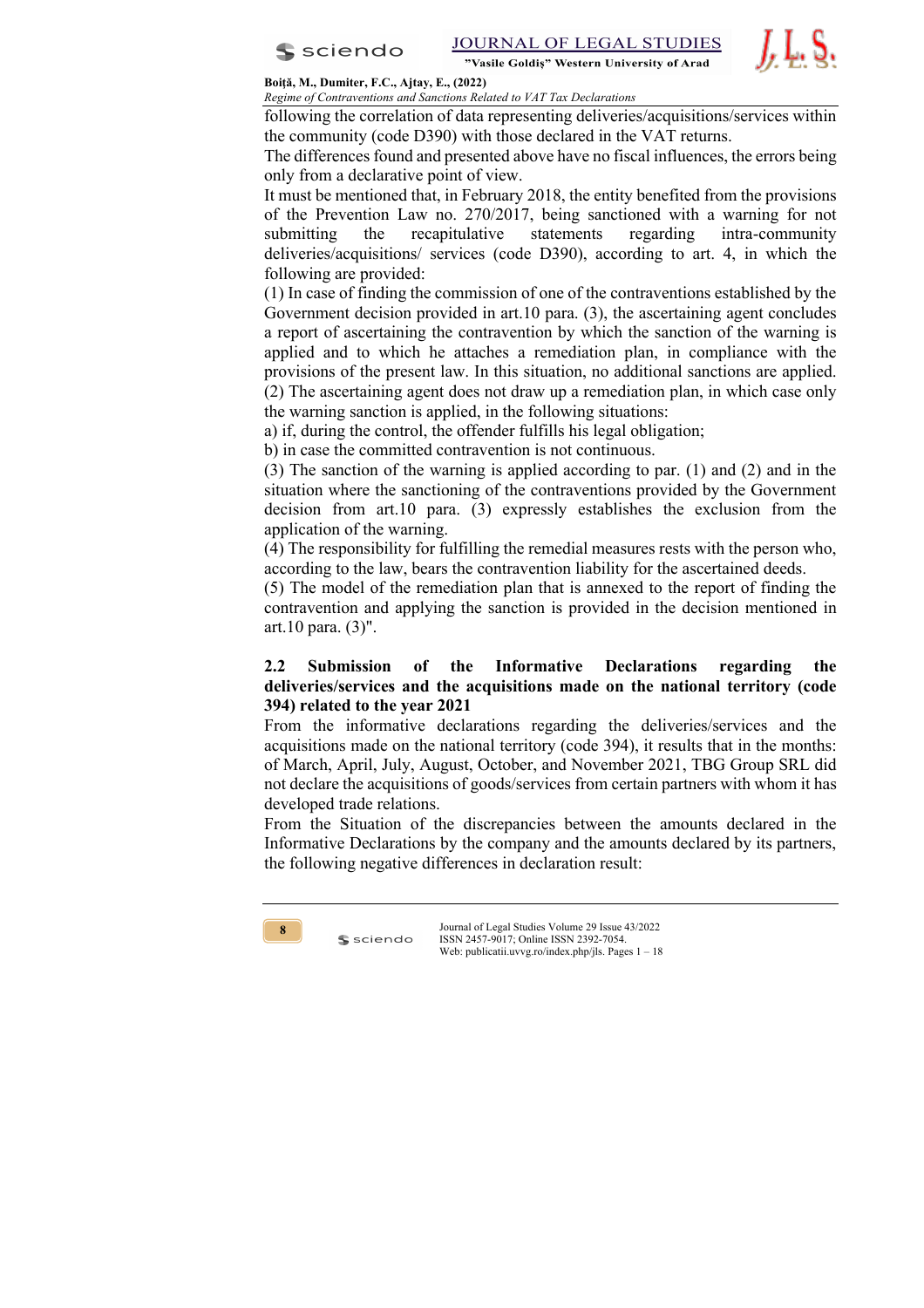following the correlation of data representing deliveries/acquisitions/services within the community (code D390) with those declared in the VAT returns.

The differences found and presented above have no fiscal influences, the errors being only from a declarative point of view.

It must be mentioned that, in February 2018, the entity benefited from the provisions of the Prevention Law no. 270/2017, being sanctioned with a warning for not submitting the recapitulative statements regarding intra-community deliveries/acquisitions/ services (code D390), according to art. 4, in which the following are provided:

(1) In case of finding the commission of one of the contraventions established by the Government decision provided in art.10 para. (3), the ascertaining agent concludes a report of ascertaining the contravention by which the sanction of the warning is applied and to which he attaches a remediation plan, in compliance with the provisions of the present law. In this situation, no additional sanctions are applied.

(2) The ascertaining agent does not draw up a remediation plan, in which case only the warning sanction is applied, in the following situations:

a) if, during the control, the offender fulfills his legal obligation;

b) in case the committed contravention is not continuous.

(3) The sanction of the warning is applied according to par. (1) and (2) and in the situation where the sanctioning of the contraventions provided by the Government decision from art.10 para. (3) expressly establishes the exclusion from the application of the warning.

(4) The responsibility for fulfilling the remedial measures rests with the person who, according to the law, bears the contravention liability for the ascertained deeds.

(5) The model of the remediation plan that is annexed to the report of finding the contravention and applying the sanction is provided in the decision mentioned in art.10 para. (3)".

### 2.2 Submission of the Informative Declarations regarding the deliveries/services and the acquisitions made on the national territory (code 394) related to the year 2021

From the informative declarations regarding the deliveries/services and the acquisitions made on the national territory (code 394), it results that in the months: of March, April, July, August, October, and November 2021, TBG Group SRL did not declare the acquisitions of goods/services from certain partners with whom it has developed trade relations.

From the Situation of the discrepancies between the amounts declared in the Informative Declarations by the company and the amounts declared by its partners, the following negative differences in declaration result: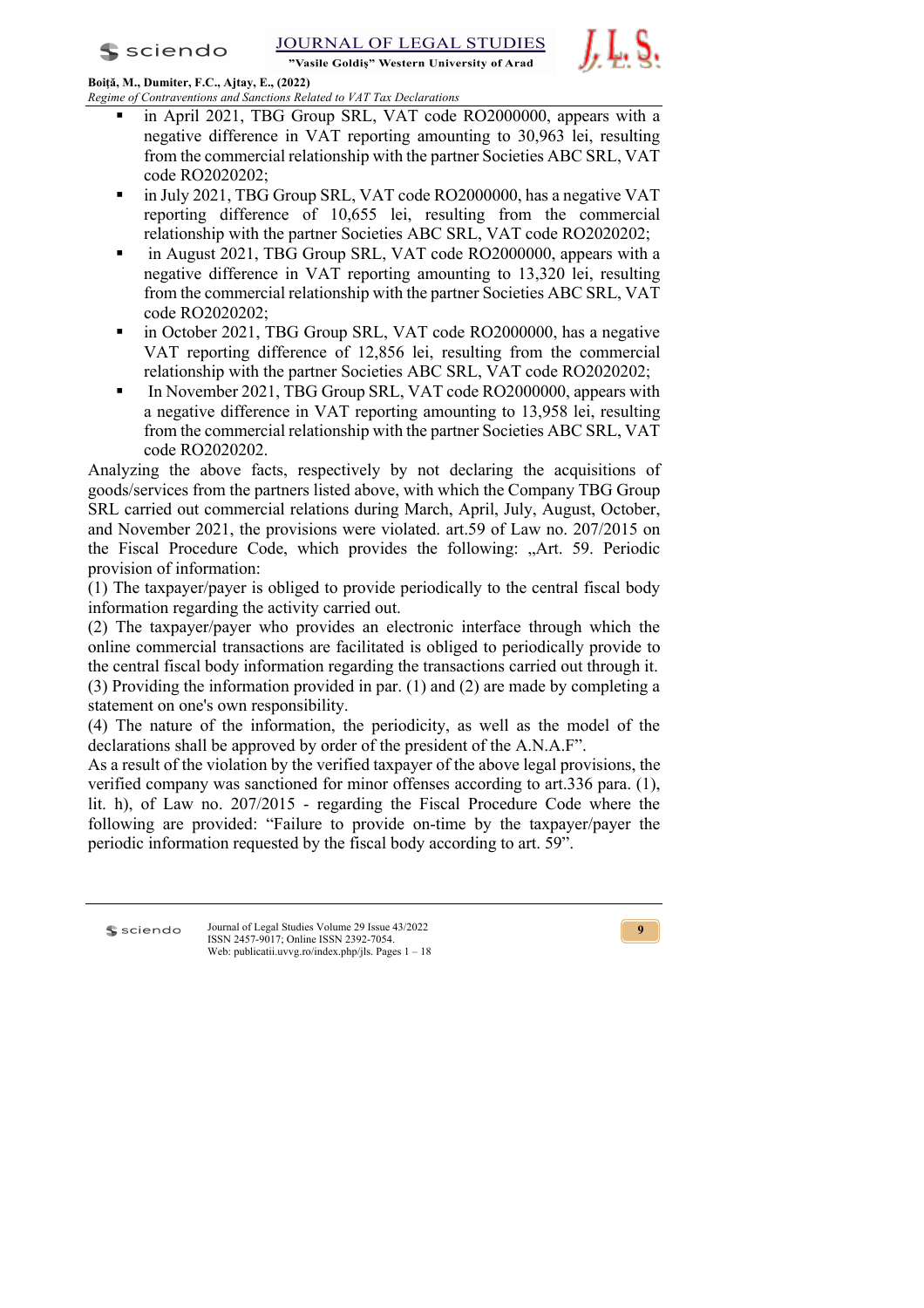- in April 2021, TBG Group SRL, VAT code RO2000000, appears with a negative difference in VAT reporting amounting to 30,963 lei, resulting from the commercial relationship with the partner Societies ABC SRL, VAT code RO2020202;
- in July 2021, TBG Group SRL, VAT code RO2000000, has a negative VAT reporting difference of 10,655 lei, resulting from the commercial relationship with the partner Societies ABC SRL, VAT code RO2020202;
- in August 2021, TBG Group SRL, VAT code RO2000000, appears with a negative difference in VAT reporting amounting to 13,320 lei, resulting from the commercial relationship with the partner Societies ABC SRL, VAT code RO2020202;
- in October 2021, TBG Group SRL, VAT code RO2000000, has a negative VAT reporting difference of 12,856 lei, resulting from the commercial relationship with the partner Societies ABC SRL, VAT code RO2020202;
- In November 2021, TBG Group SRL, VAT code RO2000000, appears with a negative difference in VAT reporting amounting to 13,958 lei, resulting from the commercial relationship with the partner Societies ABC SRL, VAT code RO2020202.

Analyzing the above facts, respectively by not declaring the acquisitions of goods/services from the partners listed above, with which the Company TBG Group SRL carried out commercial relations during March, April, July, August, October, and November 2021, the provisions were violated. art.59 of Law no. 207/2015 on the Fiscal Procedure Code, which provides the following: „Art. 59. Periodic provision of information:

(1) The taxpayer/payer is obliged to provide periodically to the central fiscal body information regarding the activity carried out.

(2) The taxpayer/payer who provides an electronic interface through which the online commercial transactions are facilitated is obliged to periodically provide to the central fiscal body information regarding the transactions carried out through it.

(3) Providing the information provided in par. (1) and (2) are made by completing a statement on one's own responsibility.

(4) The nature of the information, the periodicity, as well as the model of the declarations shall be approved by order of the president of the A.N.A.F".

As a result of the violation by the verified taxpayer of the above legal provisions, the verified company was sanctioned for minor offenses according to art.336 para. (1), lit. h), of Law no. 207/2015 - regarding the Fiscal Procedure Code where the following are provided: "Failure to provide on-time by the taxpayer/payer the periodic information requested by the fiscal body according to art. 59".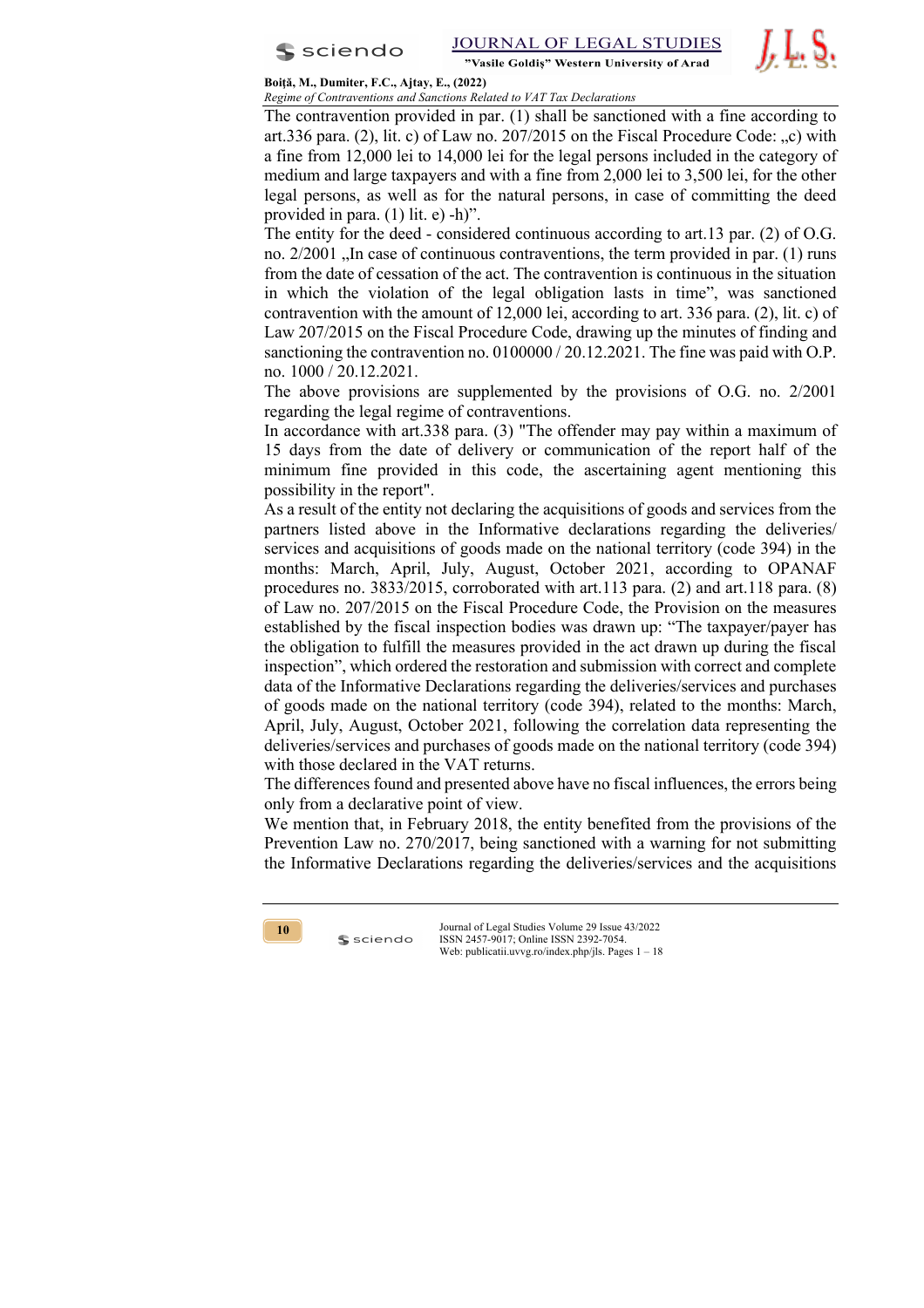The contravention provided in par. (1) shall be sanctioned with a fine according to art.336 para. (2), lit. c) of Law no. 207/2015 on the Fiscal Procedure Code: „c) with a fine from 12,000 lei to 14,000 lei for the legal persons included in the category of medium and large taxpayers and with a fine from 2,000 lei to 3,500 lei, for the other legal persons, as well as for the natural persons, in case of committing the deed provided in para. (1) lit. e) -h)".

The entity for the deed - considered continuous according to art.13 par. (2) of O.G. no. 2/2001 „In case of continuous contraventions, the term provided in par. (1) runs from the date of cessation of the act. The contravention is continuous in the situation in which the violation of the legal obligation lasts in time", was sanctioned contravention with the amount of 12,000 lei, according to art. 336 para. (2), lit. c) of Law 207/2015 on the Fiscal Procedure Code, drawing up the minutes of finding and sanctioning the contravention no. 0100000 / 20.12.2021. The fine was paid with O.P. no. 1000 / 20.12.2021.

The above provisions are supplemented by the provisions of O.G. no. 2/2001 regarding the legal regime of contraventions.

In accordance with art.338 para. (3) "The offender may pay within a maximum of 15 days from the date of delivery or communication of the report half of the minimum fine provided in this code, the ascertaining agent mentioning this possibility in the report".

As a result of the entity not declaring the acquisitions of goods and services from the partners listed above in the Informative declarations regarding the deliveries/ services and acquisitions of goods made on the national territory (code 394) in the months: March, April, July, August, October 2021, according to OPANAF procedures no. 3833/2015, corroborated with art.113 para. (2) and art.118 para. (8) of Law no. 207/2015 on the Fiscal Procedure Code, the Provision on the measures established by the fiscal inspection bodies was drawn up: "The taxpayer/payer has the obligation to fulfill the measures provided in the act drawn up during the fiscal inspection", which ordered the restoration and submission with correct and complete data of the Informative Declarations regarding the deliveries/services and purchases of goods made on the national territory (code 394), related to the months: March, April, July, August, October 2021, following the correlation data representing the deliveries/services and purchases of goods made on the national territory (code 394) with those declared in the VAT returns.

The differences found and presented above have no fiscal influences, the errors being only from a declarative point of view.

We mention that, in February 2018, the entity benefited from the provisions of the Prevention Law no. 270/2017, being sanctioned with a warning for not submitting the Informative Declarations regarding the deliveries/services and the acquisitions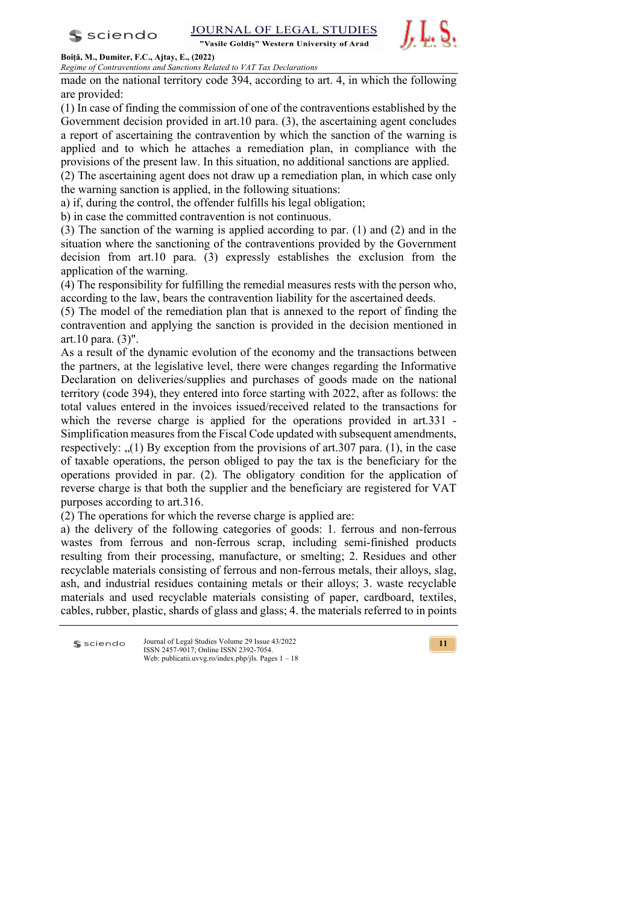made on the national territory code 394, according to art. 4, in which the following are provided:

(1) In case of finding the commission of one of the contraventions established by the Government decision provided in art.10 para. (3), the ascertaining agent concludes a report of ascertaining the contravention by which the sanction of the warning is applied and to which he attaches a remediation plan, in compliance with the provisions of the present law. In this situation, no additional sanctions are applied.

(2) The ascertaining agent does not draw up a remediation plan, in which case only the warning sanction is applied, in the following situations:

a) if, during the control, the offender fulfills his legal obligation;

b) in case the committed contravention is not continuous.

(3) The sanction of the warning is applied according to par. (1) and (2) and in the situation where the sanctioning of the contraventions provided by the Government decision from art.10 para. (3) expressly establishes the exclusion from the application of the warning.

(4) The responsibility for fulfilling the remedial measures rests with the person who, according to the law, bears the contravention liability for the ascertained deeds.

(5) The model of the remediation plan that is annexed to the report of finding the contravention and applying the sanction is provided in the decision mentioned in art.10 para. (3)".

As a result of the dynamic evolution of the economy and the transactions between the partners, at the legislative level, there were changes regarding the Informative Declaration on deliveries/supplies and purchases of goods made on the national territory (code 394), they entered into force starting with 2022, after as follows: the total values entered in the invoices issued/received related to the transactions for which the reverse charge is applied for the operations provided in art.331 - Simplification measures from the Fiscal Code updated with subsequent amendments, respectively: „(1) By exception from the provisions of art.307 para. (1), in the case of taxable operations, the person obliged to pay the tax is the beneficiary for the operations provided in par. (2). The obligatory condition for the application of reverse charge is that both the supplier and the beneficiary are registered for VAT purposes according to art.316.

(2) The operations for which the reverse charge is applied are:

a) the delivery of the following categories of goods: 1. ferrous and non-ferrous wastes from ferrous and non-ferrous scrap, including semi-finished products resulting from their processing, manufacture, or smelting; 2. Residues and other recyclable materials consisting of ferrous and non-ferrous metals, their alloys, slag, ash, and industrial residues containing metals or their alloys; 3. waste recyclable materials and used recyclable materials consisting of paper, cardboard, textiles, cables, rubber, plastic, shards of glass and glass; 4. the materials referred to in points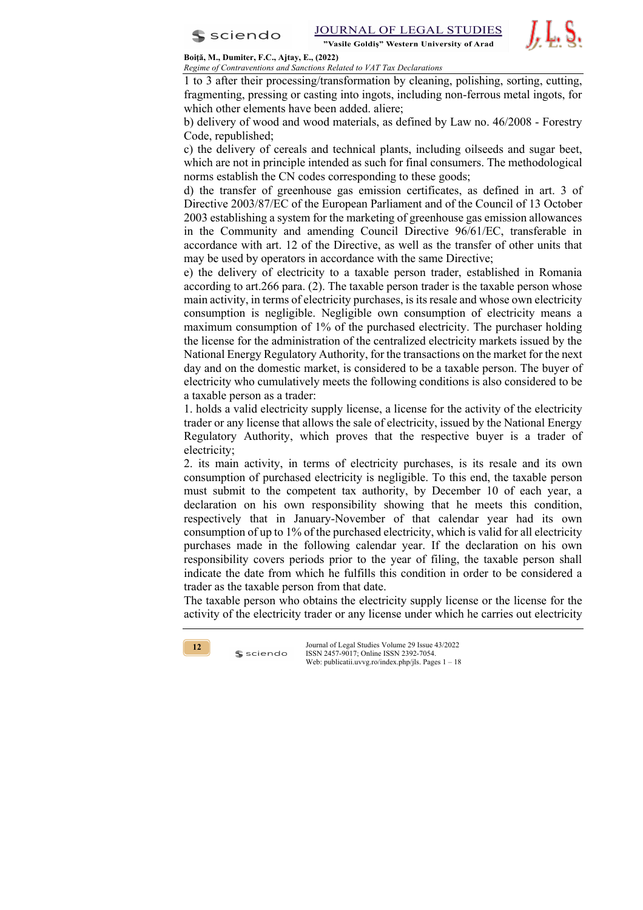1 to 3 after their processing/transformation by cleaning, polishing, sorting, cutting, fragmenting, pressing or casting into ingots, including non-ferrous metal ingots, for which other elements have been added. aliere;

b) delivery of wood and wood materials, as defined by Law no. 46/2008 - Forestry Code, republished;

c) the delivery of cereals and technical plants, including oilseeds and sugar beet, which are not in principle intended as such for final consumers. The methodological norms establish the CN codes corresponding to these goods;

d) the transfer of greenhouse gas emission certificates, as defined in art. 3 of Directive 2003/87/EC of the European Parliament and of the Council of 13 October 2003 establishing a system for the marketing of greenhouse gas emission allowances in the Community and amending Council Directive 96/61/EC, transferable in accordance with art. 12 of the Directive, as well as the transfer of other units that may be used by operators in accordance with the same Directive;

e) the delivery of electricity to a taxable person trader, established in Romania according to art.266 para. (2). The taxable person trader is the taxable person whose main activity, in terms of electricity purchases, is its resale and whose own electricity consumption is negligible. Negligible own consumption of electricity means a maximum consumption of 1% of the purchased electricity. The purchaser holding the license for the administration of the centralized electricity markets issued by the National Energy Regulatory Authority, for the transactions on the market for the next day and on the domestic market, is considered to be a taxable person. The buyer of electricity who cumulatively meets the following conditions is also considered to be a taxable person as a trader:

1. holds a valid electricity supply license, a license for the activity of the electricity trader or any license that allows the sale of electricity, issued by the National Energy Regulatory Authority, which proves that the respective buyer is a trader of electricity;

2. its main activity, in terms of electricity purchases, is its resale and its own consumption of purchased electricity is negligible. To this end, the taxable person must submit to the competent tax authority, by December 10 of each year, a declaration on his own responsibility showing that he meets this condition, respectively that in January-November of that calendar year had its own consumption of up to 1% of the purchased electricity, which is valid for all electricity purchases made in the following calendar year. If the declaration on his own responsibility covers periods prior to the year of filing, the taxable person shall indicate the date from which he fulfills this condition in order to be considered a trader as the taxable person from that date.

The taxable person who obtains the electricity supply license or the license for the activity of the electricity trader or any license under which he carries out electricity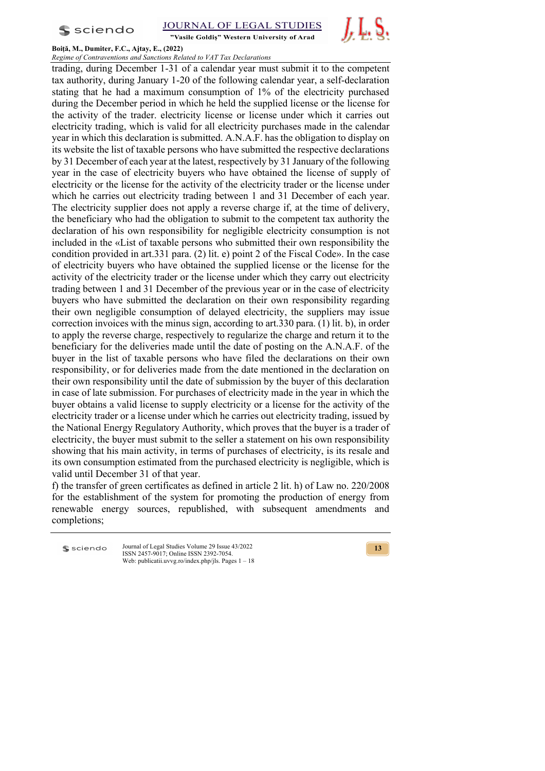trading, during December 1-31 of a calendar year must submit it to the competent tax authority, during January 1-20 of the following calendar year, a self-declaration stating that he had a maximum consumption of 1% of the electricity purchased during the December period in which he held the supplied license or the license for the activity of the trader. electricity license or license under which it carries out electricity trading, which is valid for all electricity purchases made in the calendar year in which this declaration is submitted. A.N.A.F. has the obligation to display on its website the list of taxable persons who have submitted the respective declarations by 31 December of each year at the latest, respectively by 31 January of the following year in the case of electricity buyers who have obtained the license of supply of electricity or the license for the activity of the electricity trader or the license under which he carries out electricity trading between 1 and 31 December of each year. The electricity supplier does not apply a reverse charge if, at the time of delivery, the beneficiary who had the obligation to submit to the competent tax authority the declaration of his own responsibility for negligible electricity consumption is not included in the «List of taxable persons who submitted their own responsibility the condition provided in art.331 para. (2) lit. e) point 2 of the Fiscal Code». In the case of electricity buyers who have obtained the supplied license or the license for the activity of the electricity trader or the license under which they carry out electricity trading between 1 and 31 December of the previous year or in the case of electricity buyers who have submitted the declaration on their own responsibility regarding their own negligible consumption of delayed electricity, the suppliers may issue correction invoices with the minus sign, according to art.330 para. (1) lit. b), in order to apply the reverse charge, respectively to regularize the charge and return it to the beneficiary for the deliveries made until the date of posting on the A.N.A.F. of the buyer in the list of taxable persons who have filed the declarations on their own responsibility, or for deliveries made from the date mentioned in the declaration on their own responsibility until the date of submission by the buyer of this declaration in case of late submission. For purchases of electricity made in the year in which the buyer obtains a valid license to supply electricity or a license for the activity of the electricity trader or a license under which he carries out electricity trading, issued by the National Energy Regulatory Authority, which proves that the buyer is a trader of electricity, the buyer must submit to the seller a statement on his own responsibility showing that his main activity, in terms of purchases of electricity, is its resale and its own consumption estimated from the purchased electricity is negligible, which is valid until December 31 of that year.

f) the transfer of green certificates as defined in article 2 lit. h) of Law no. 220/2008 for the establishment of the system for promoting the production of energy from renewable energy sources, republished, with subsequent amendments and completions;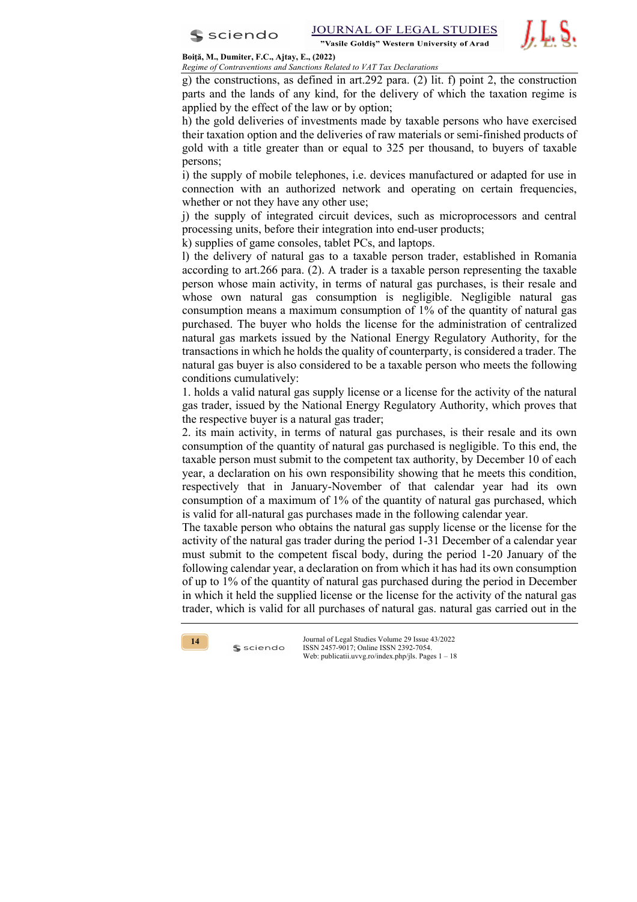g) the constructions, as defined in art.292 para. (2) lit. f) point 2, the construction parts and the lands of any kind, for the delivery of which the taxation regime is applied by the effect of the law or by option;

h) the gold deliveries of investments made by taxable persons who have exercised their taxation option and the deliveries of raw materials or semi-finished products of gold with a title greater than or equal to 325 per thousand, to buyers of taxable persons;

i) the supply of mobile telephones, i.e. devices manufactured or adapted for use in connection with an authorized network and operating on certain frequencies, whether or not they have any other use;

j) the supply of integrated circuit devices, such as microprocessors and central processing units, before their integration into end-user products;

k) supplies of game consoles, tablet PCs, and laptops.

l) the delivery of natural gas to a taxable person trader, established in Romania according to art.266 para. (2). A trader is a taxable person representing the taxable person whose main activity, in terms of natural gas purchases, is their resale and whose own natural gas consumption is negligible. Negligible natural gas consumption means a maximum consumption of 1% of the quantity of natural gas purchased. The buyer who holds the license for the administration of centralized natural gas markets issued by the National Energy Regulatory Authority, for the transactions in which he holds the quality of counterparty, is considered a trader. The natural gas buyer is also considered to be a taxable person who meets the following conditions cumulatively:

1. holds a valid natural gas supply license or a license for the activity of the natural gas trader, issued by the National Energy Regulatory Authority, which proves that the respective buyer is a natural gas trader;
2. its main activity, in terms of natural gas purchases, is their resale and its own consumption of the quantity of natural gas purchased is negligible. To this end, the taxable person must submit to the competent tax authority, by December 10 of each year, a declaration on his own responsibility showing that he meets this condition, respectively that in January-November of that calendar year had its own consumption of a maximum of 1% of the quantity of natural gas purchased, which is valid for all-natural gas purchases made in the following calendar year.

The taxable person who obtains the natural gas supply license or the license for the activity of the natural gas trader during the period 1-31 December of a calendar year must submit to the competent fiscal body, during the period 1-20 January of the following calendar year, a declaration on from which it has had its own consumption of up to 1% of the quantity of natural gas purchased during the period in December in which it held the supplied license or the license for the activity of the natural gas trader, which is valid for all purchases of natural gas. natural gas carried out in the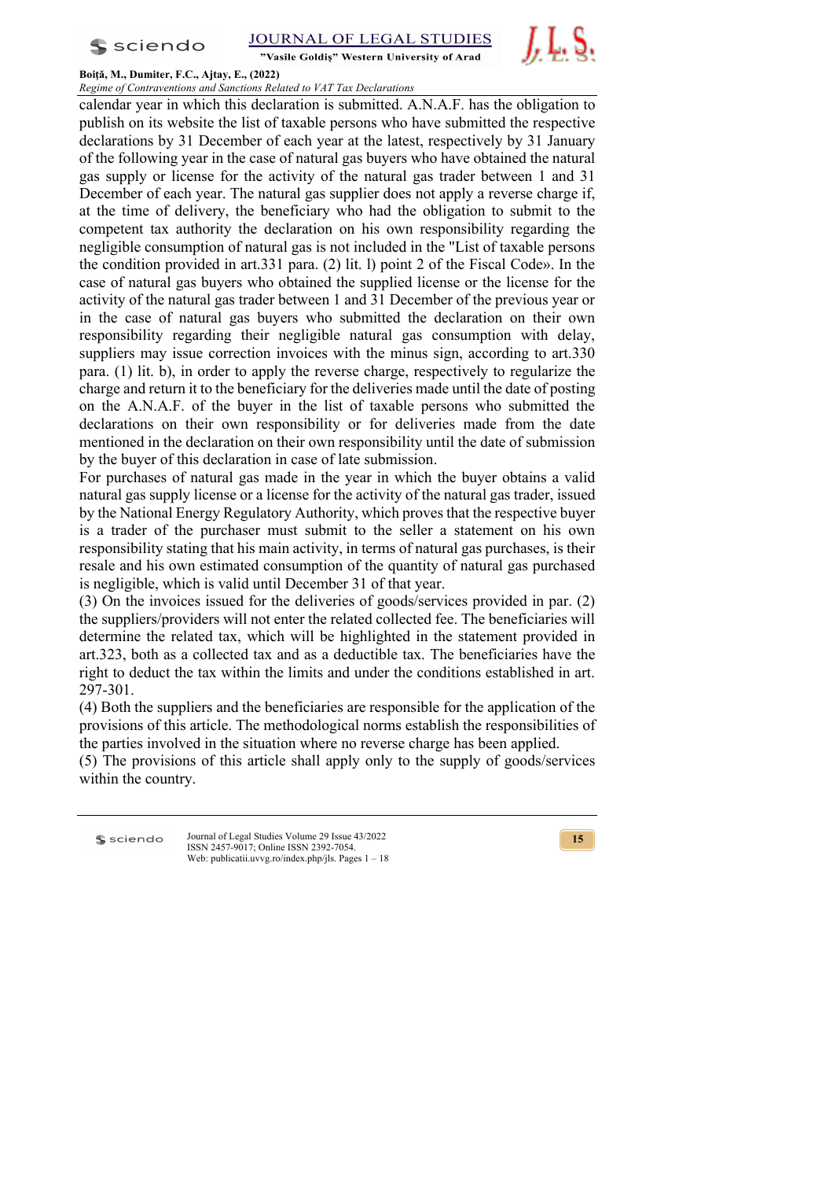calendar year in which this declaration is submitted. A.N.A.F. has the obligation to publish on its website the list of taxable persons who have submitted the respective declarations by 31 December of each year at the latest, respectively by 31 January of the following year in the case of natural gas buyers who have obtained the natural gas supply or license for the activity of the natural gas trader between 1 and 31 December of each year. The natural gas supplier does not apply a reverse charge if, at the time of delivery, the beneficiary who had the obligation to submit to the competent tax authority the declaration on his own responsibility regarding the negligible consumption of natural gas is not included in the "List of taxable persons the condition provided in art.331 para. (2) lit. l) point 2 of the Fiscal Code». In the case of natural gas buyers who obtained the supplied license or the license for the activity of the natural gas trader between 1 and 31 December of the previous year or in the case of natural gas buyers who submitted the declaration on their own responsibility regarding their negligible natural gas consumption with delay, suppliers may issue correction invoices with the minus sign, according to art.330 para. (1) lit. b), in order to apply the reverse charge, respectively to regularize the charge and return it to the beneficiary for the deliveries made until the date of posting on the A.N.A.F. of the buyer in the list of taxable persons who submitted the declarations on their own responsibility or for deliveries made from the date mentioned in the declaration on their own responsibility until the date of submission by the buyer of this declaration in case of late submission.

For purchases of natural gas made in the year in which the buyer obtains a valid natural gas supply license or a license for the activity of the natural gas trader, issued by the National Energy Regulatory Authority, which proves that the respective buyer is a trader of the purchaser must submit to the seller a statement on his own responsibility stating that his main activity, in terms of natural gas purchases, is their resale and his own estimated consumption of the quantity of natural gas purchased is negligible, which is valid until December 31 of that year.

(3) On the invoices issued for the deliveries of goods/services provided in par. (2) the suppliers/providers will not enter the related collected fee. The beneficiaries will determine the related tax, which will be highlighted in the statement provided in art.323, both as a collected tax and as a deductible tax. The beneficiaries have the right to deduct the tax within the limits and under the conditions established in art. 297-301.

(4) Both the suppliers and the beneficiaries are responsible for the application of the provisions of this article. The methodological norms establish the responsibilities of the parties involved in the situation where no reverse charge has been applied.

(5) The provisions of this article shall apply only to the supply of goods/services within the country.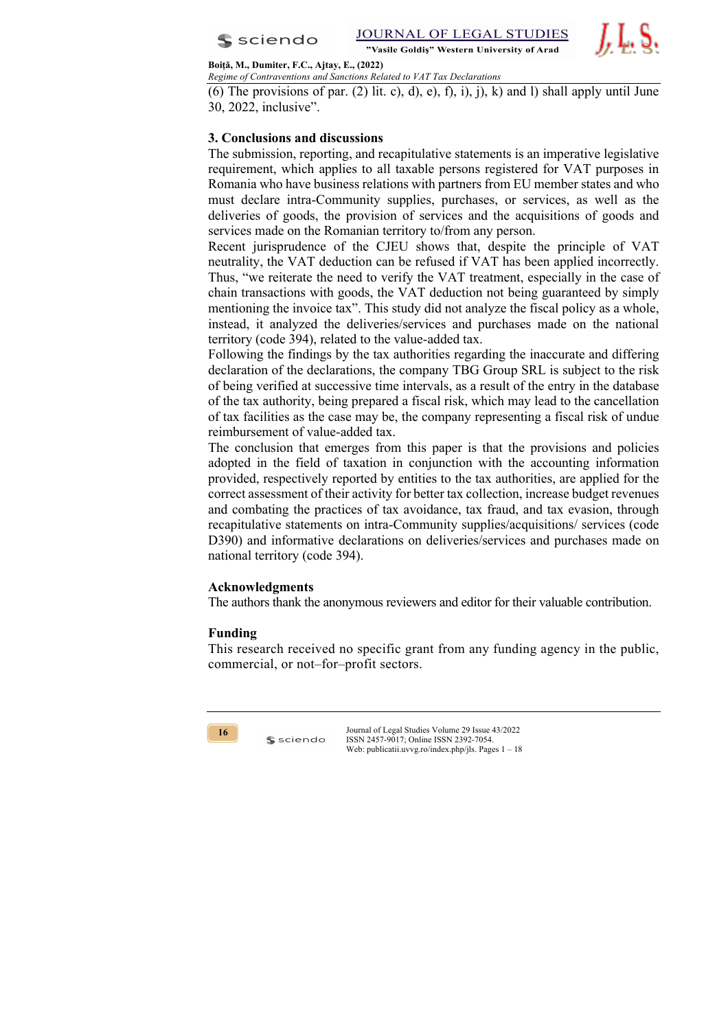(6) The provisions of par. (2) lit. c), d), e), f), i), j), k) and l) shall apply until June 30, 2022, inclusive".

## 3. Conclusions and discussions

The submission, reporting, and recapitulative statements is an imperative legislative requirement, which applies to all taxable persons registered for VAT purposes in Romania who have business relations with partners from EU member states and who must declare intra-Community supplies, purchases, or services, as well as the deliveries of goods, the provision of services and the acquisitions of goods and services made on the Romanian territory to/from any person.

Recent jurisprudence of the CJEU shows that, despite the principle of VAT neutrality, the VAT deduction can be refused if VAT has been applied incorrectly. Thus, "we reiterate the need to verify the VAT treatment, especially in the case of chain transactions with goods, the VAT deduction not being guaranteed by simply mentioning the invoice tax". This study did not analyze the fiscal policy as a whole, instead, it analyzed the deliveries/services and purchases made on the national territory (code 394), related to the value-added tax.

Following the findings by the tax authorities regarding the inaccurate and differing declaration of the declarations, the company TBG Group SRL is subject to the risk of being verified at successive time intervals, as a result of the entry in the database of the tax authority, being prepared a fiscal risk, which may lead to the cancellation of tax facilities as the case may be, the company representing a fiscal risk of undue reimbursement of value-added tax.

The conclusion that emerges from this paper is that the provisions and policies adopted in the field of taxation in conjunction with the accounting information provided, respectively reported by entities to the tax authorities, are applied for the correct assessment of their activity for better tax collection, increase budget revenues and combating the practices of tax avoidance, tax fraud, and tax evasion, through recapitulative statements on intra-Community supplies/acquisitions/ services (code D390) and informative declarations on deliveries/services and purchases made on national territory (code 394).

## Acknowledgments

The authors thank the anonymous reviewers and editor for their valuable contribution.

## Funding

This research received no specific grant from any funding agency in the public, commercial, or not–for–profit sectors.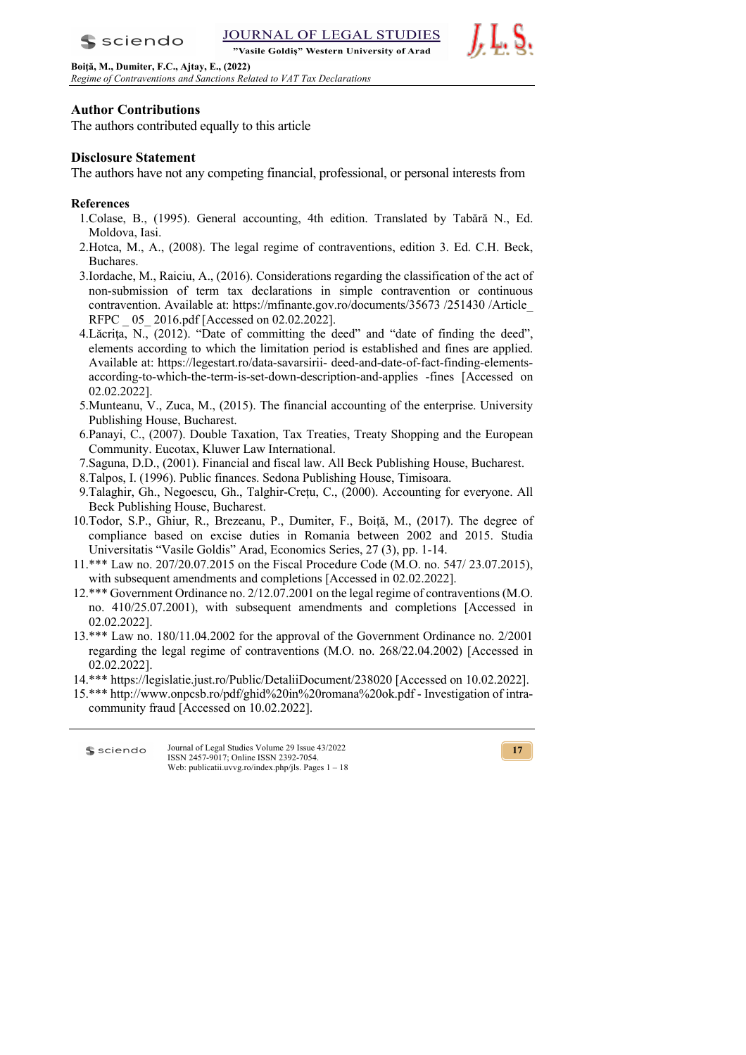## Author Contributions

The authors contributed equally to this article

## Disclosure Statement

The authors have not any competing financial, professional, or personal interests from

## References

1. Colase, B., (1995). General accounting, 4th edition. Translated by Tabără N., Ed. Moldova, Iasi.
2. Hotca, M., A., (2008). The legal regime of contraventions, edition 3. Ed. C.H. Beck, Buchares.
3. Iordache, M., Raiciu, A., (2016). Considerations regarding the classification of the act of non-submission of term tax declarations in simple contravention or continuous contravention. Available at: https://mfinante.gov.ro/documents/35673 /251430 /Article_ RFPC _ 05_ 2016.pdf [Accessed on 02.02.2022].
4. Lăcrița, N., (2012). "Date of committing the deed" and "date of finding the deed", elements according to which the limitation period is established and fines are applied. Available at: https://legestart.ro/data-savarsirii- deed-and-date-of-fact-finding-elements-according-to-which-the-term-is-set-down-description-and-applies -fines [Accessed on 02.02.2022].
5. Munteanu, V., Zuca, M., (2015). The financial accounting of the enterprise. University Publishing House, Bucharest.
6. Panayi, C., (2007). Double Taxation, Tax Treaties, Treaty Shopping and the European Community. Eucotax, Kluwer Law International.
7. Saguna, D.D., (2001). Financial and fiscal law. All Beck Publishing House, Bucharest.
8. Talpos, I. (1996). Public finances. Sedona Publishing House, Timisoara.
9. Talaghir, Gh., Negoescu, Gh., Talghir-Crețu, C., (2000). Accounting for everyone. All Beck Publishing House, Bucharest.
10. Todor, S.P., Ghiur, R., Brezeanu, P., Dumiter, F., Boiță, M., (2017). The degree of compliance based on excise duties in Romania between 2002 and 2015. Studia Universitatis "Vasile Goldis" Arad, Economics Series, 27 (3), pp. 1-14.
11. *** Law no. 207/20.07.2015 on the Fiscal Procedure Code (M.O. no. 547/ 23.07.2015), with subsequent amendments and completions [Accessed in 02.02.2022].
12. *** Government Ordinance no. 2/12.07.2001 on the legal regime of contraventions (M.O. no. 410/25.07.2001), with subsequent amendments and completions [Accessed in 02.02.2022].
13. *** Law no. 180/11.04.2002 for the approval of the Government Ordinance no. 2/2001 regarding the legal regime of contraventions (M.O. no. 268/22.04.2002) [Accessed in 02.02.2022].
14. *** https://legislatie.just.ro/Public/DetaliiDocument/238020 [Accessed on 10.02.2022].
15. *** http://www.onpcsb.ro/pdf/ghid%20in%20romana%20ok.pdf - Investigation of intra-community fraud [Accessed on 10.02.2022].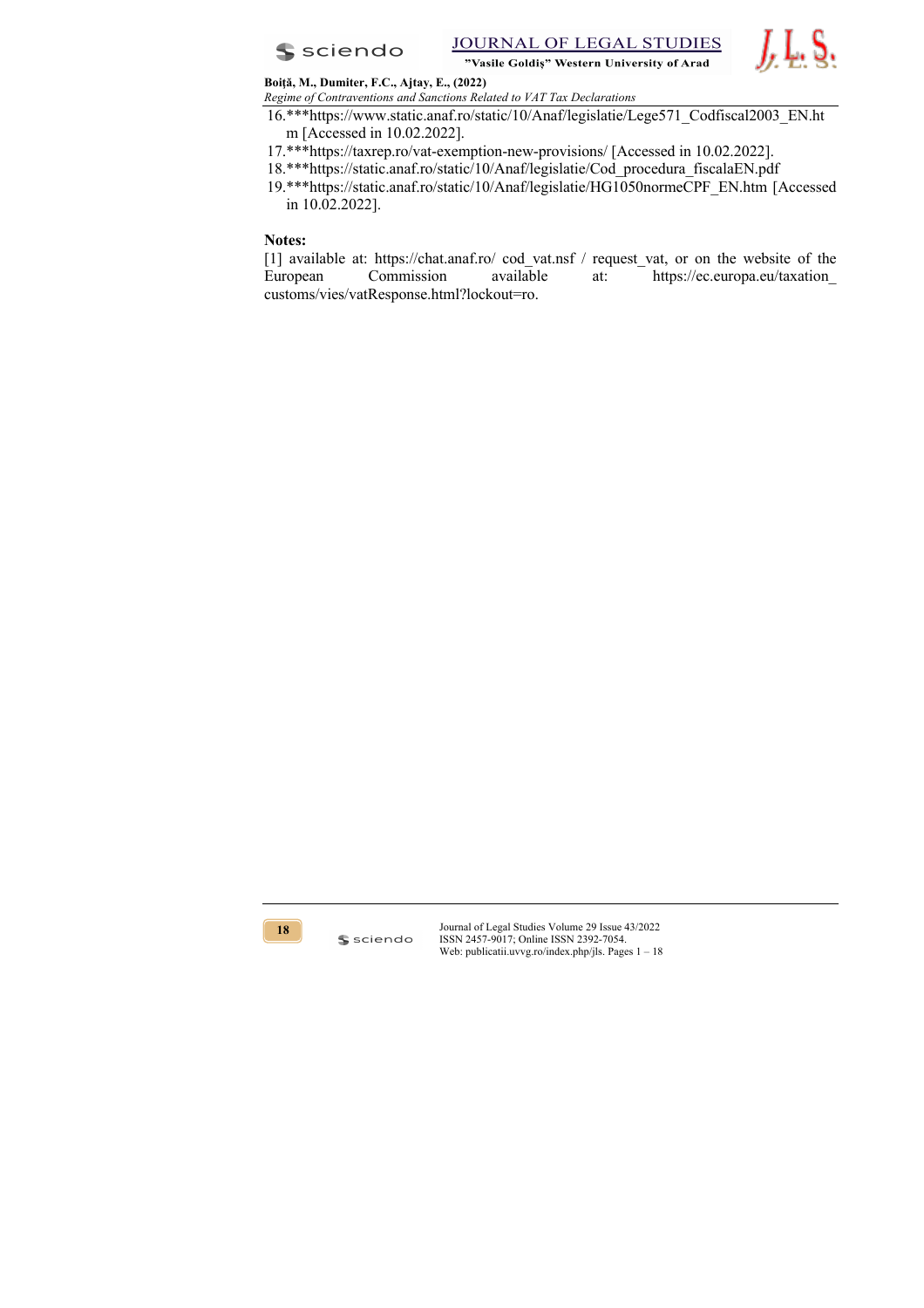16.***https://www.static.anaf.ro/static/10/Anaf/legislatie/Lege571_Codfiscal2003_EN.htm [Accessed in 10.02.2022].
17.***https://taxrep.ro/vat-exemption-new-provisions/ [Accessed in 10.02.2022].
18.***https://static.anaf.ro/static/10/Anaf/legislatie/Cod_procedura_fiscalaEN.pdf
19.***https://static.anaf.ro/static/10/Anaf/legislatie/HG1050normeCPF_EN.htm [Accessed in 10.02.2022].

**Notes:**

[1] available at: https://chat.anaf.ro/ cod_vat.nsf / request_vat, or on the website of the European Commission available at: https://ec.europa.eu/taxation_customs/vies/vatResponse.html?lockout=ro.